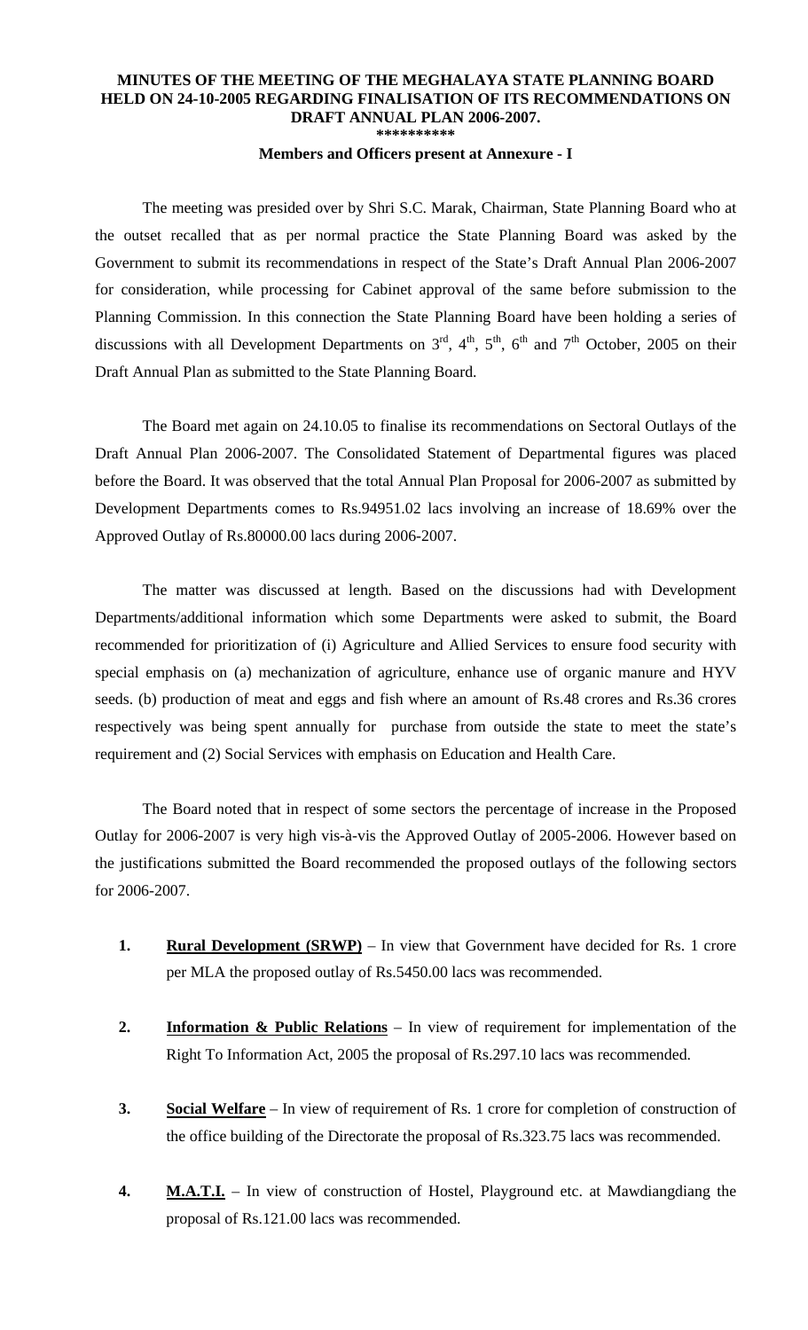# MINUTES OF THE MEETING OF THE MEGHALAYA STATE PLANNING BOARD HELD ON 24-10-2005 REGARDING FINALISATION OF ITS RECOMMENDATIONS ON DRAFT ANNUAL PLAN 2006-2007.

**********

**Members and Officers present at Annexure - I**

The meeting was presided over by Shri S.C. Marak, Chairman, State Planning Board who at the outset recalled that as per normal practice the State Planning Board was asked by the Government to submit its recommendations in respect of the State's Draft Annual Plan 2006-2007 for consideration, while processing for Cabinet approval of the same before submission to the Planning Commission. In this connection the State Planning Board have been holding a series of discussions with all Development Departments on 3rd, 4th, 5th, 6th and 7th October, 2005 on their Draft Annual Plan as submitted to the State Planning Board.

The Board met again on 24.10.05 to finalise its recommendations on Sectoral Outlays of the Draft Annual Plan 2006-2007. The Consolidated Statement of Departmental figures was placed before the Board. It was observed that the total Annual Plan Proposal for 2006-2007 as submitted by Development Departments comes to Rs.94951.02 lacs involving an increase of 18.69% over the Approved Outlay of Rs.80000.00 lacs during 2006-2007.

The matter was discussed at length. Based on the discussions had with Development Departments/additional information which some Departments were asked to submit, the Board recommended for prioritization of (i) Agriculture and Allied Services to ensure food security with special emphasis on (a) mechanization of agriculture, enhance use of organic manure and HYV seeds. (b) production of meat and eggs and fish where an amount of Rs.48 crores and Rs.36 crores respectively was being spent annually for purchase from outside the state to meet the state's requirement and (2) Social Services with emphasis on Education and Health Care.

The Board noted that in respect of some sectors the percentage of increase in the Proposed Outlay for 2006-2007 is very high vis-à-vis the Approved Outlay of 2005-2006. However based on the justifications submitted the Board recommended the proposed outlays of the following sectors for 2006-2007.

1. **Rural Development (SRWP)** – In view that Government have decided for Rs. 1 crore per MLA the proposed outlay of Rs.5450.00 lacs was recommended.

2. **Information & Public Relations** – In view of requirement for implementation of the Right To Information Act, 2005 the proposal of Rs.297.10 lacs was recommended.

3. **Social Welfare** – In view of requirement of Rs. 1 crore for completion of construction of the office building of the Directorate the proposal of Rs.323.75 lacs was recommended.

4. **M.A.T.I.** – In view of construction of Hostel, Playground etc. at Mawdiangdiang the proposal of Rs.121.00 lacs was recommended.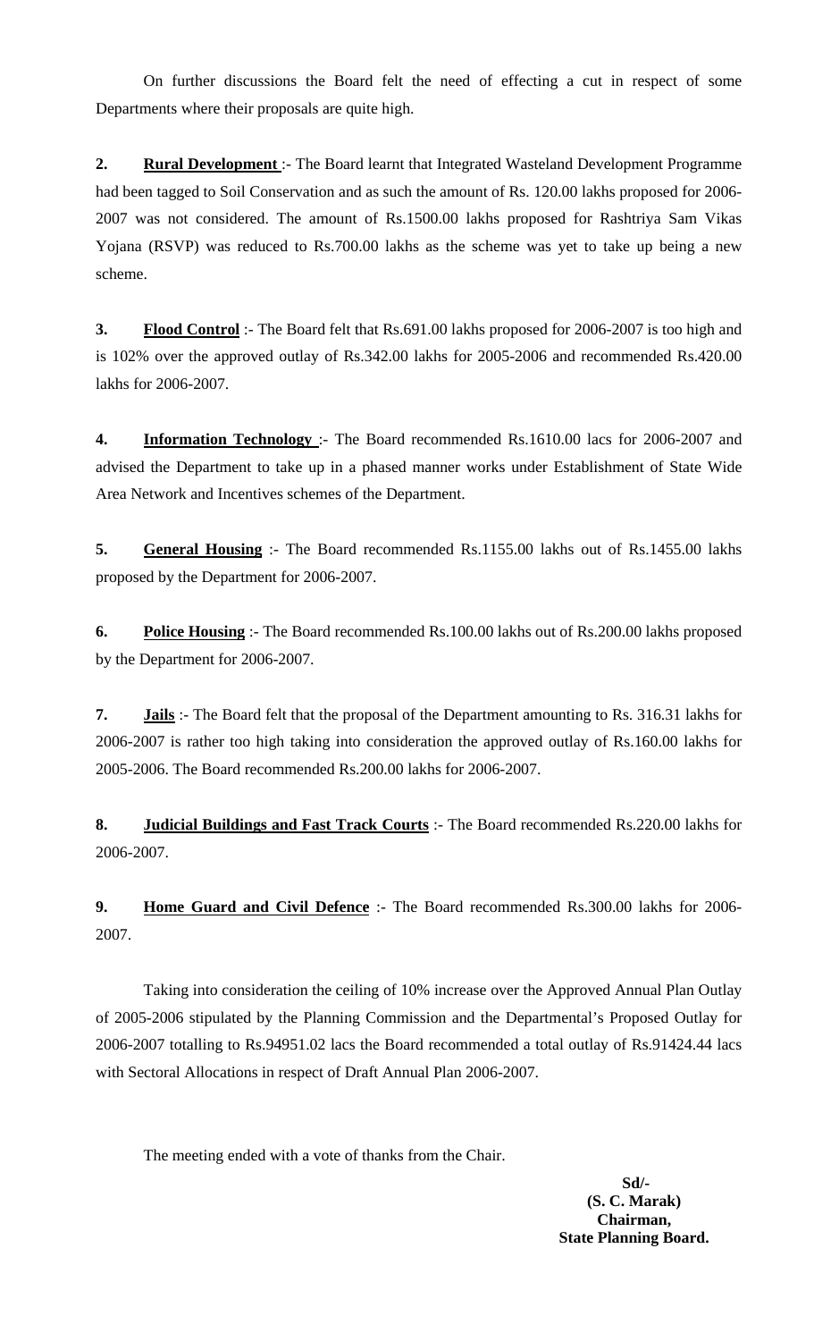On further discussions the Board felt the need of effecting a cut in respect of some Departments where their proposals are quite high.

**2.** **Rural Development** :- The Board learnt that Integrated Wasteland Development Programme had been tagged to Soil Conservation and as such the amount of Rs. 120.00 lakhs proposed for 2006-2007 was not considered. The amount of Rs.1500.00 lakhs proposed for Rashtriya Sam Vikas Yojana (RSVP) was reduced to Rs.700.00 lakhs as the scheme was yet to take up being a new scheme.

**3.** **Flood Control** :- The Board felt that Rs.691.00 lakhs proposed for 2006-2007 is too high and is 102% over the approved outlay of Rs.342.00 lakhs for 2005-2006 and recommended Rs.420.00 lakhs for 2006-2007.

**4.** **Information Technology** :- The Board recommended Rs.1610.00 lacs for 2006-2007 and advised the Department to take up in a phased manner works under Establishment of State Wide Area Network and Incentives schemes of the Department.

**5.** **General Housing** :- The Board recommended Rs.1155.00 lakhs out of Rs.1455.00 lakhs proposed by the Department for 2006-2007.

**6.** **Police Housing** :- The Board recommended Rs.100.00 lakhs out of Rs.200.00 lakhs proposed by the Department for 2006-2007.

**7.** **Jails** :- The Board felt that the proposal of the Department amounting to Rs. 316.31 lakhs for 2006-2007 is rather too high taking into consideration the approved outlay of Rs.160.00 lakhs for 2005-2006. The Board recommended Rs.200.00 lakhs for 2006-2007.

**8.** **Judicial Buildings and Fast Track Courts** :- The Board recommended Rs.220.00 lakhs for 2006-2007.

**9.** **Home Guard and Civil Defence** :- The Board recommended Rs.300.00 lakhs for 2006-2007.

Taking into consideration the ceiling of 10% increase over the Approved Annual Plan Outlay of 2005-2006 stipulated by the Planning Commission and the Departmental's Proposed Outlay for 2006-2007 totalling to Rs.94951.02 lacs the Board recommended a total outlay of Rs.91424.44 lacs with Sectoral Allocations in respect of Draft Annual Plan 2006-2007.

The meeting ended with a vote of thanks from the Chair.

**Sd/-**
**(S. C. Marak)**
**Chairman,**
**State Planning Board.**